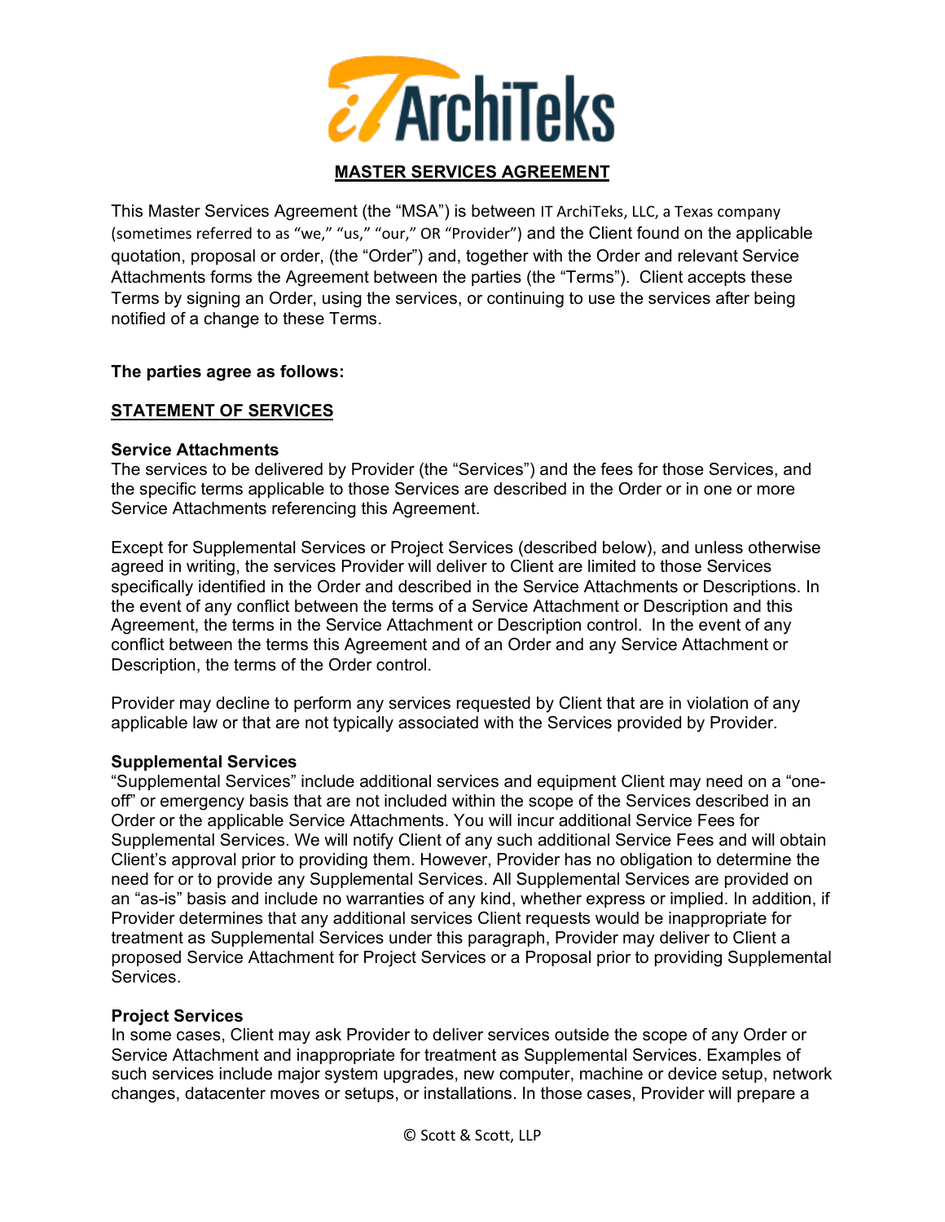# MASTER SERVICES AGREEMENT

This Master Services Agreement (the "MSA") is between IT ArchiTeks, LLC, a Texas company (sometimes referred to as "we," "us," "our," OR "Provider") and the Client found on the applicable quotation, proposal or order, (the "Order") and, together with the Order and relevant Service Attachments forms the Agreement between the parties (the "Terms"). Client accepts these Terms by signing an Order, using the services, or continuing to use the services after being notified of a change to these Terms.

**The parties agree as follows:**

## STATEMENT OF SERVICES

### Service Attachments

The services to be delivered by Provider (the "Services") and the fees for those Services, and the specific terms applicable to those Services are described in the Order or in one or more Service Attachments referencing this Agreement.

Except for Supplemental Services or Project Services (described below), and unless otherwise agreed in writing, the services Provider will deliver to Client are limited to those Services specifically identified in the Order and described in the Service Attachments or Descriptions. In the event of any conflict between the terms of a Service Attachment or Description and this Agreement, the terms in the Service Attachment or Description control. In the event of any conflict between the terms this Agreement and of an Order and any Service Attachment or Description, the terms of the Order control.

Provider may decline to perform any services requested by Client that are in violation of any applicable law or that are not typically associated with the Services provided by Provider.

### Supplemental Services

"Supplemental Services" include additional services and equipment Client may need on a "one-off" or emergency basis that are not included within the scope of the Services described in an Order or the applicable Service Attachments. You will incur additional Service Fees for Supplemental Services. We will notify Client of any such additional Service Fees and will obtain Client's approval prior to providing them. However, Provider has no obligation to determine the need for or to provide any Supplemental Services. All Supplemental Services are provided on an "as-is" basis and include no warranties of any kind, whether express or implied. In addition, if Provider determines that any additional services Client requests would be inappropriate for treatment as Supplemental Services under this paragraph, Provider may deliver to Client a proposed Service Attachment for Project Services or a Proposal prior to providing Supplemental Services.

### Project Services

In some cases, Client may ask Provider to deliver services outside the scope of any Order or Service Attachment and inappropriate for treatment as Supplemental Services. Examples of such services include major system upgrades, new computer, machine or device setup, network changes, datacenter moves or setups, or installations. In those cases, Provider will prepare a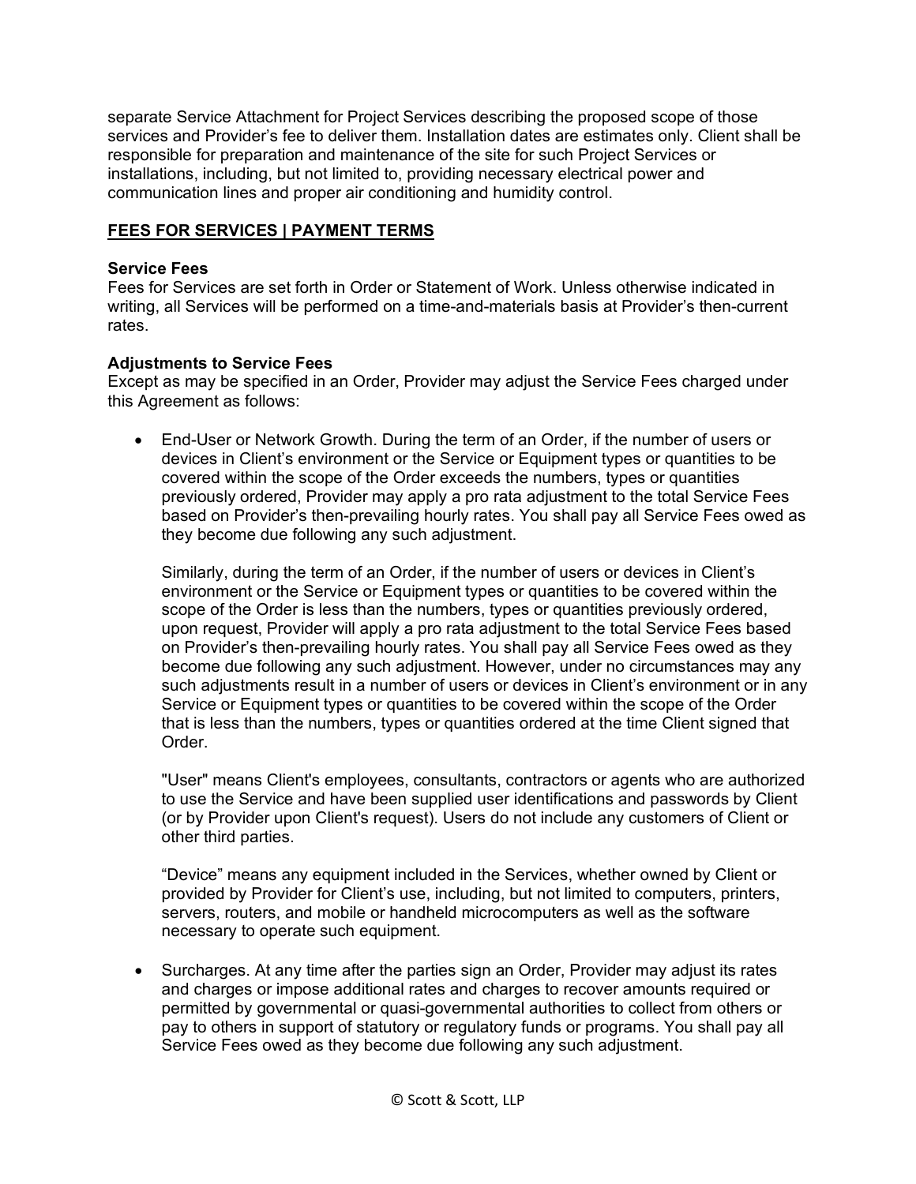separate Service Attachment for Project Services describing the proposed scope of those services and Provider's fee to deliver them. Installation dates are estimates only. Client shall be responsible for preparation and maintenance of the site for such Project Services or installations, including, but not limited to, providing necessary electrical power and communication lines and proper air conditioning and humidity control.

## FEES FOR SERVICES | PAYMENT TERMS

### Service Fees

Fees for Services are set forth in Order or Statement of Work. Unless otherwise indicated in writing, all Services will be performed on a time-and-materials basis at Provider's then-current rates.

### Adjustments to Service Fees

Except as may be specified in an Order, Provider may adjust the Service Fees charged under this Agreement as follows:

- End-User or Network Growth. During the term of an Order, if the number of users or devices in Client's environment or the Service or Equipment types or quantities to be covered within the scope of the Order exceeds the numbers, types or quantities previously ordered, Provider may apply a pro rata adjustment to the total Service Fees based on Provider's then-prevailing hourly rates. You shall pay all Service Fees owed as they become due following any such adjustment.

  Similarly, during the term of an Order, if the number of users or devices in Client's environment or the Service or Equipment types or quantities to be covered within the scope of the Order is less than the numbers, types or quantities previously ordered, upon request, Provider will apply a pro rata adjustment to the total Service Fees based on Provider's then-prevailing hourly rates. You shall pay all Service Fees owed as they become due following any such adjustment. However, under no circumstances may any such adjustments result in a number of users or devices in Client's environment or in any Service or Equipment types or quantities to be covered within the scope of the Order that is less than the numbers, types or quantities ordered at the time Client signed that Order.

  "User" means Client's employees, consultants, contractors or agents who are authorized to use the Service and have been supplied user identifications and passwords by Client (or by Provider upon Client's request). Users do not include any customers of Client or other third parties.

  "Device" means any equipment included in the Services, whether owned by Client or provided by Provider for Client's use, including, but not limited to computers, printers, servers, routers, and mobile or handheld microcomputers as well as the software necessary to operate such equipment.

- Surcharges. At any time after the parties sign an Order, Provider may adjust its rates and charges or impose additional rates and charges to recover amounts required or permitted by governmental or quasi-governmental authorities to collect from others or pay to others in support of statutory or regulatory funds or programs. You shall pay all Service Fees owed as they become due following any such adjustment.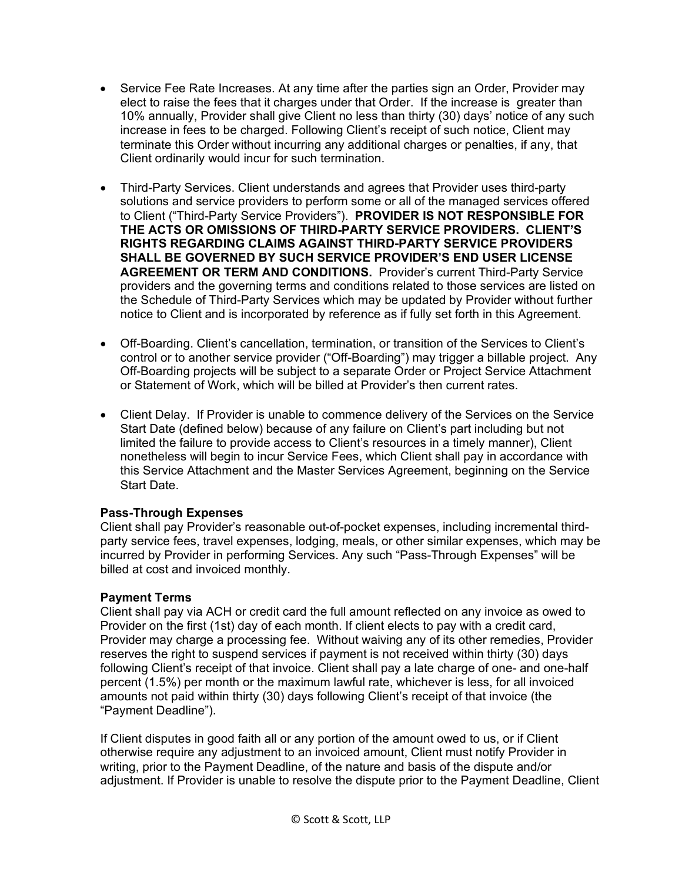- Service Fee Rate Increases. At any time after the parties sign an Order, Provider may elect to raise the fees that it charges under that Order. If the increase is greater than 10% annually, Provider shall give Client no less than thirty (30) days' notice of any such increase in fees to be charged. Following Client's receipt of such notice, Client may terminate this Order without incurring any additional charges or penalties, if any, that Client ordinarily would incur for such termination.

- Third-Party Services. Client understands and agrees that Provider uses third-party solutions and service providers to perform some or all of the managed services offered to Client ("Third-Party Service Providers"). **PROVIDER IS NOT RESPONSIBLE FOR THE ACTS OR OMISSIONS OF THIRD-PARTY SERVICE PROVIDERS. CLIENT'S RIGHTS REGARDING CLAIMS AGAINST THIRD-PARTY SERVICE PROVIDERS SHALL BE GOVERNED BY SUCH SERVICE PROVIDER'S END USER LICENSE AGREEMENT OR TERM AND CONDITIONS.** Provider's current Third-Party Service providers and the governing terms and conditions related to those services are listed on the Schedule of Third-Party Services which may be updated by Provider without further notice to Client and is incorporated by reference as if fully set forth in this Agreement.

- Off-Boarding. Client's cancellation, termination, or transition of the Services to Client's control or to another service provider ("Off-Boarding") may trigger a billable project. Any Off-Boarding projects will be subject to a separate Order or Project Service Attachment or Statement of Work, which will be billed at Provider's then current rates.

- Client Delay. If Provider is unable to commence delivery of the Services on the Service Start Date (defined below) because of any failure on Client's part including but not limited the failure to provide access to Client's resources in a timely manner), Client nonetheless will begin to incur Service Fees, which Client shall pay in accordance with this Service Attachment and the Master Services Agreement, beginning on the Service Start Date.

**Pass-Through Expenses**
Client shall pay Provider's reasonable out-of-pocket expenses, including incremental third-party service fees, travel expenses, lodging, meals, or other similar expenses, which may be incurred by Provider in performing Services. Any such "Pass-Through Expenses" will be billed at cost and invoiced monthly.

**Payment Terms**
Client shall pay via ACH or credit card the full amount reflected on any invoice as owed to Provider on the first (1st) day of each month. If client elects to pay with a credit card, Provider may charge a processing fee. Without waiving any of its other remedies, Provider reserves the right to suspend services if payment is not received within thirty (30) days following Client's receipt of that invoice. Client shall pay a late charge of one- and one-half percent (1.5%) per month or the maximum lawful rate, whichever is less, for all invoiced amounts not paid within thirty (30) days following Client's receipt of that invoice (the "Payment Deadline").

If Client disputes in good faith all or any portion of the amount owed to us, or if Client otherwise require any adjustment to an invoiced amount, Client must notify Provider in writing, prior to the Payment Deadline, of the nature and basis of the dispute and/or adjustment. If Provider is unable to resolve the dispute prior to the Payment Deadline, Client

© Scott & Scott, LLP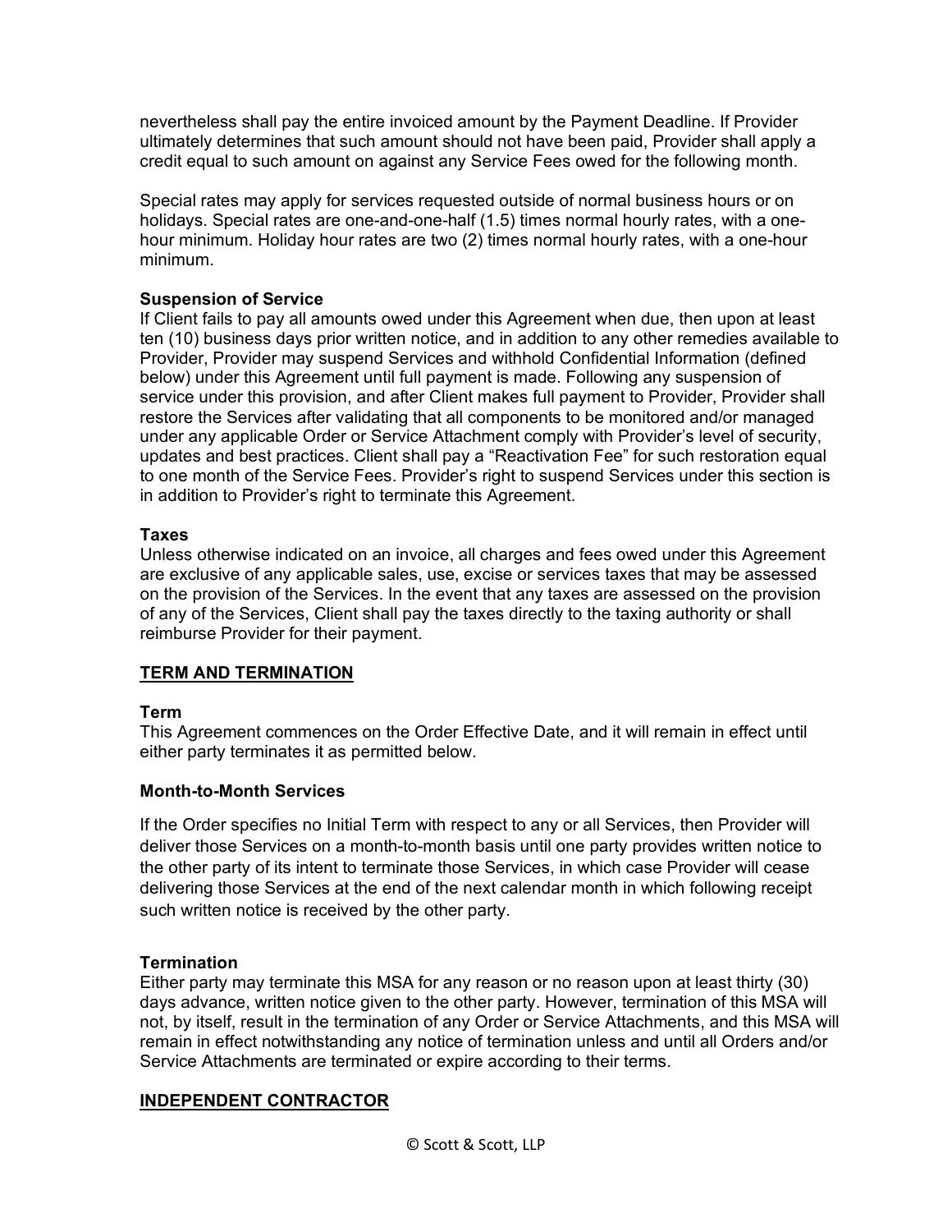nevertheless shall pay the entire invoiced amount by the Payment Deadline. If Provider ultimately determines that such amount should not have been paid, Provider shall apply a credit equal to such amount on against any Service Fees owed for the following month.

Special rates may apply for services requested outside of normal business hours or on holidays. Special rates are one-and-one-half (1.5) times normal hourly rates, with a one-hour minimum. Holiday hour rates are two (2) times normal hourly rates, with a one-hour minimum.

**Suspension of Service**
If Client fails to pay all amounts owed under this Agreement when due, then upon at least ten (10) business days prior written notice, and in addition to any other remedies available to Provider, Provider may suspend Services and withhold Confidential Information (defined below) under this Agreement until full payment is made. Following any suspension of service under this provision, and after Client makes full payment to Provider, Provider shall restore the Services after validating that all components to be monitored and/or managed under any applicable Order or Service Attachment comply with Provider's level of security, updates and best practices. Client shall pay a "Reactivation Fee" for such restoration equal to one month of the Service Fees. Provider's right to suspend Services under this section is in addition to Provider's right to terminate this Agreement.

**Taxes**
Unless otherwise indicated on an invoice, all charges and fees owed under this Agreement are exclusive of any applicable sales, use, excise or services taxes that may be assessed on the provision of the Services. In the event that any taxes are assessed on the provision of any of the Services, Client shall pay the taxes directly to the taxing authority or shall reimburse Provider for their payment.

## TERM AND TERMINATION

**Term**
This Agreement commences on the Order Effective Date, and it will remain in effect until either party terminates it as permitted below.

**Month-to-Month Services**

If the Order specifies no Initial Term with respect to any or all Services, then Provider will deliver those Services on a month-to-month basis until one party provides written notice to the other party of its intent to terminate those Services, in which case Provider will cease delivering those Services at the end of the next calendar month in which following receipt such written notice is received by the other party.

**Termination**
Either party may terminate this MSA for any reason or no reason upon at least thirty (30) days advance, written notice given to the other party. However, termination of this MSA will not, by itself, result in the termination of any Order or Service Attachments, and this MSA will remain in effect notwithstanding any notice of termination unless and until all Orders and/or Service Attachments are terminated or expire according to their terms.

## INDEPENDENT CONTRACTOR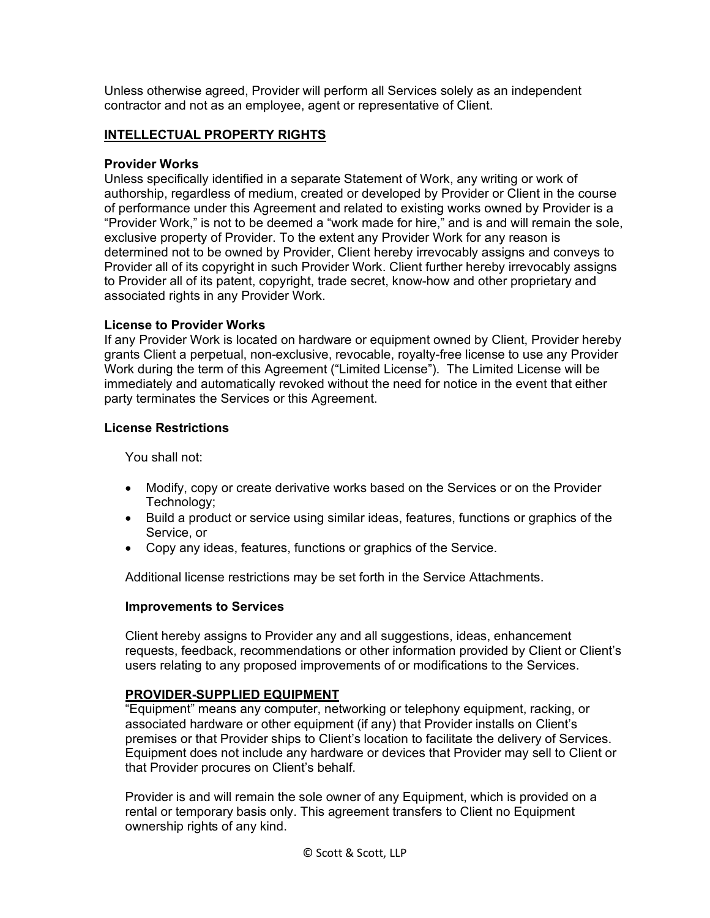Unless otherwise agreed, Provider will perform all Services solely as an independent contractor and not as an employee, agent or representative of Client.

## INTELLECTUAL PROPERTY RIGHTS

### Provider Works

Unless specifically identified in a separate Statement of Work, any writing or work of authorship, regardless of medium, created or developed by Provider or Client in the course of performance under this Agreement and related to existing works owned by Provider is a "Provider Work," is not to be deemed a "work made for hire," and is and will remain the sole, exclusive property of Provider. To the extent any Provider Work for any reason is determined not to be owned by Provider, Client hereby irrevocably assigns and conveys to Provider all of its copyright in such Provider Work. Client further hereby irrevocably assigns to Provider all of its patent, copyright, trade secret, know-how and other proprietary and associated rights in any Provider Work.

### License to Provider Works

If any Provider Work is located on hardware or equipment owned by Client, Provider hereby grants Client a perpetual, non-exclusive, revocable, royalty-free license to use any Provider Work during the term of this Agreement ("Limited License"). The Limited License will be immediately and automatically revoked without the need for notice in the event that either party terminates the Services or this Agreement.

### License Restrictions

You shall not:

- Modify, copy or create derivative works based on the Services or on the Provider Technology;
- Build a product or service using similar ideas, features, functions or graphics of the Service, or
- Copy any ideas, features, functions or graphics of the Service.

Additional license restrictions may be set forth in the Service Attachments.

### Improvements to Services

Client hereby assigns to Provider any and all suggestions, ideas, enhancement requests, feedback, recommendations or other information provided by Client or Client's users relating to any proposed improvements of or modifications to the Services.

## PROVIDER-SUPPLIED EQUIPMENT

"Equipment" means any computer, networking or telephony equipment, racking, or associated hardware or other equipment (if any) that Provider installs on Client's premises or that Provider ships to Client's location to facilitate the delivery of Services. Equipment does not include any hardware or devices that Provider may sell to Client or that Provider procures on Client's behalf.

Provider is and will remain the sole owner of any Equipment, which is provided on a rental or temporary basis only. This agreement transfers to Client no Equipment ownership rights of any kind.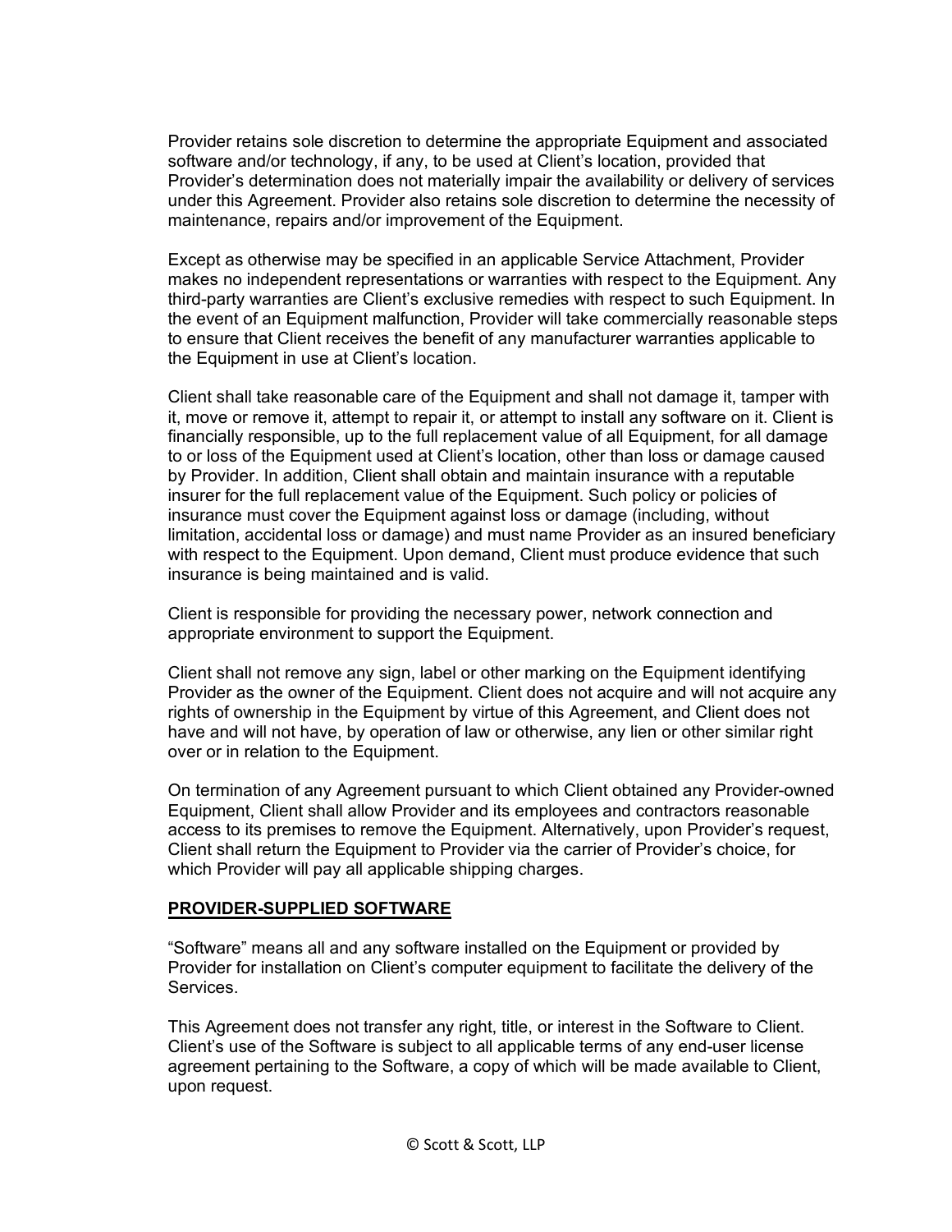Provider retains sole discretion to determine the appropriate Equipment and associated software and/or technology, if any, to be used at Client's location, provided that Provider's determination does not materially impair the availability or delivery of services under this Agreement. Provider also retains sole discretion to determine the necessity of maintenance, repairs and/or improvement of the Equipment.

Except as otherwise may be specified in an applicable Service Attachment, Provider makes no independent representations or warranties with respect to the Equipment. Any third-party warranties are Client's exclusive remedies with respect to such Equipment. In the event of an Equipment malfunction, Provider will take commercially reasonable steps to ensure that Client receives the benefit of any manufacturer warranties applicable to the Equipment in use at Client's location.

Client shall take reasonable care of the Equipment and shall not damage it, tamper with it, move or remove it, attempt to repair it, or attempt to install any software on it. Client is financially responsible, up to the full replacement value of all Equipment, for all damage to or loss of the Equipment used at Client's location, other than loss or damage caused by Provider. In addition, Client shall obtain and maintain insurance with a reputable insurer for the full replacement value of the Equipment. Such policy or policies of insurance must cover the Equipment against loss or damage (including, without limitation, accidental loss or damage) and must name Provider as an insured beneficiary with respect to the Equipment. Upon demand, Client must produce evidence that such insurance is being maintained and is valid.

Client is responsible for providing the necessary power, network connection and appropriate environment to support the Equipment.

Client shall not remove any sign, label or other marking on the Equipment identifying Provider as the owner of the Equipment. Client does not acquire and will not acquire any rights of ownership in the Equipment by virtue of this Agreement, and Client does not have and will not have, by operation of law or otherwise, any lien or other similar right over or in relation to the Equipment.

On termination of any Agreement pursuant to which Client obtained any Provider-owned Equipment, Client shall allow Provider and its employees and contractors reasonable access to its premises to remove the Equipment. Alternatively, upon Provider's request, Client shall return the Equipment to Provider via the carrier of Provider's choice, for which Provider will pay all applicable shipping charges.

## PROVIDER-SUPPLIED SOFTWARE

"Software" means all and any software installed on the Equipment or provided by Provider for installation on Client's computer equipment to facilitate the delivery of the Services.

This Agreement does not transfer any right, title, or interest in the Software to Client. Client's use of the Software is subject to all applicable terms of any end-user license agreement pertaining to the Software, a copy of which will be made available to Client, upon request.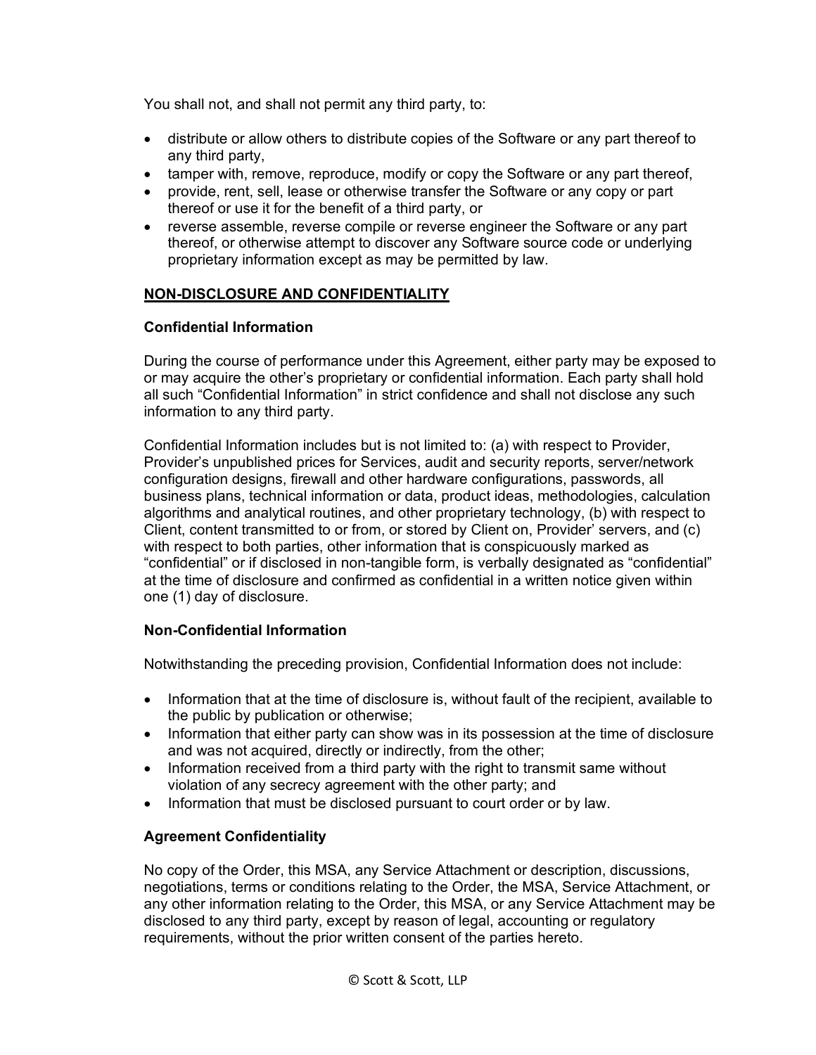You shall not, and shall not permit any third party, to:

- distribute or allow others to distribute copies of the Software or any part thereof to any third party,
- tamper with, remove, reproduce, modify or copy the Software or any part thereof,
- provide, rent, sell, lease or otherwise transfer the Software or any copy or part thereof or use it for the benefit of a third party, or
- reverse assemble, reverse compile or reverse engineer the Software or any part thereof, or otherwise attempt to discover any Software source code or underlying proprietary information except as may be permitted by law.

## NON-DISCLOSURE AND CONFIDENTIALITY

### Confidential Information

During the course of performance under this Agreement, either party may be exposed to or may acquire the other's proprietary or confidential information. Each party shall hold all such "Confidential Information" in strict confidence and shall not disclose any such information to any third party.

Confidential Information includes but is not limited to: (a) with respect to Provider, Provider's unpublished prices for Services, audit and security reports, server/network configuration designs, firewall and other hardware configurations, passwords, all business plans, technical information or data, product ideas, methodologies, calculation algorithms and analytical routines, and other proprietary technology, (b) with respect to Client, content transmitted to or from, or stored by Client on, Provider' servers, and (c) with respect to both parties, other information that is conspicuously marked as "confidential" or if disclosed in non-tangible form, is verbally designated as "confidential" at the time of disclosure and confirmed as confidential in a written notice given within one (1) day of disclosure.

### Non-Confidential Information

Notwithstanding the preceding provision, Confidential Information does not include:

- Information that at the time of disclosure is, without fault of the recipient, available to the public by publication or otherwise;
- Information that either party can show was in its possession at the time of disclosure and was not acquired, directly or indirectly, from the other;
- Information received from a third party with the right to transmit same without violation of any secrecy agreement with the other party; and
- Information that must be disclosed pursuant to court order or by law.

### Agreement Confidentiality

No copy of the Order, this MSA, any Service Attachment or description, discussions, negotiations, terms or conditions relating to the Order, the MSA, Service Attachment, or any other information relating to the Order, this MSA, or any Service Attachment may be disclosed to any third party, except by reason of legal, accounting or regulatory requirements, without the prior written consent of the parties hereto.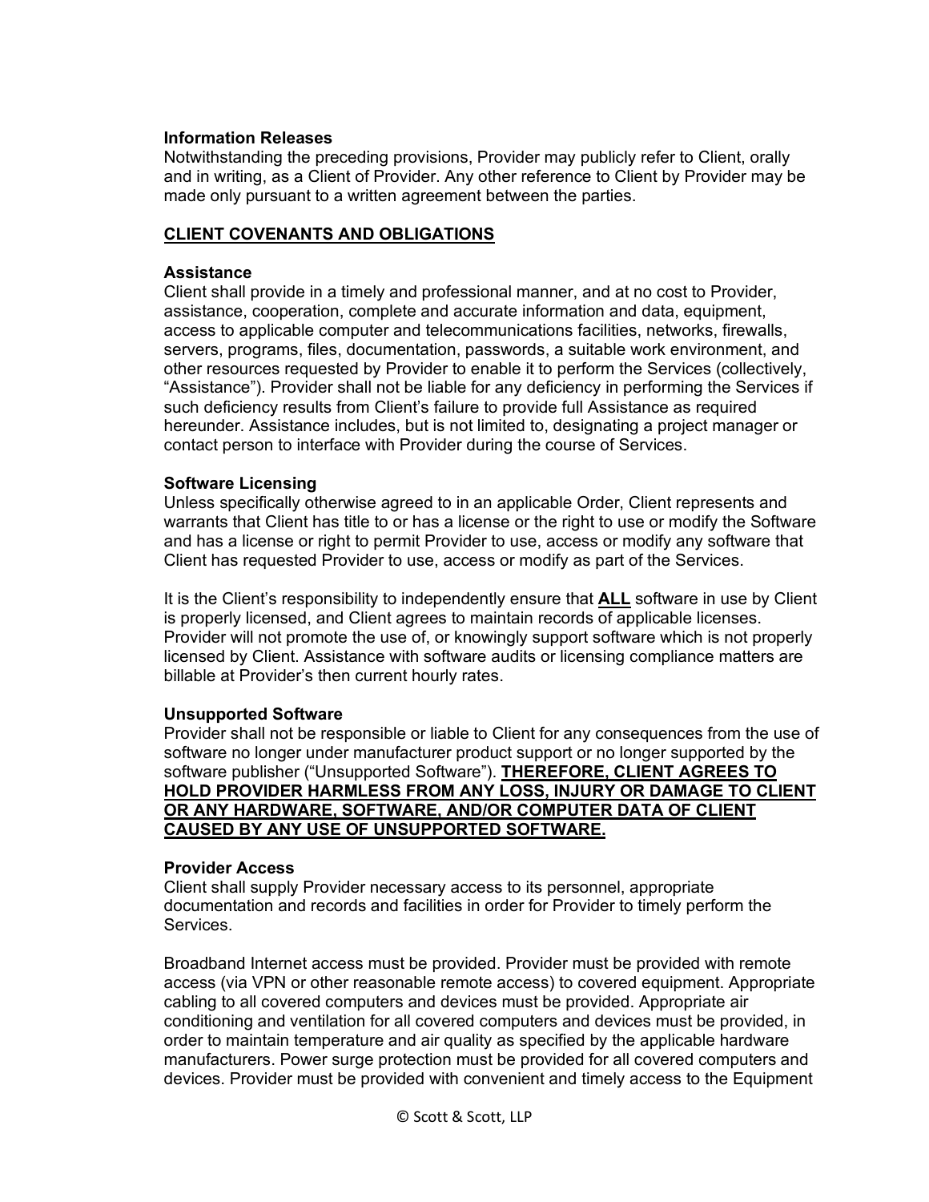**Information Releases**
Notwithstanding the preceding provisions, Provider may publicly refer to Client, orally and in writing, as a Client of Provider. Any other reference to Client by Provider may be made only pursuant to a written agreement between the parties.

## <u>CLIENT COVENANTS AND OBLIGATIONS</u>

**Assistance**
Client shall provide in a timely and professional manner, and at no cost to Provider, assistance, cooperation, complete and accurate information and data, equipment, access to applicable computer and telecommunications facilities, networks, firewalls, servers, programs, files, documentation, passwords, a suitable work environment, and other resources requested by Provider to enable it to perform the Services (collectively, "Assistance"). Provider shall not be liable for any deficiency in performing the Services if such deficiency results from Client's failure to provide full Assistance as required hereunder. Assistance includes, but is not limited to, designating a project manager or contact person to interface with Provider during the course of Services.

**Software Licensing**
Unless specifically otherwise agreed to in an applicable Order, Client represents and warrants that Client has title to or has a license or the right to use or modify the Software and has a license or right to permit Provider to use, access or modify any software that Client has requested Provider to use, access or modify as part of the Services.

It is the Client's responsibility to independently ensure that **<u>ALL</u>** software in use by Client is properly licensed, and Client agrees to maintain records of applicable licenses. Provider will not promote the use of, or knowingly support software which is not properly licensed by Client. Assistance with software audits or licensing compliance matters are billable at Provider's then current hourly rates.

**Unsupported Software**
Provider shall not be responsible or liable to Client for any consequences from the use of software no longer under manufacturer product support or no longer supported by the software publisher ("Unsupported Software"). **<u>THEREFORE, CLIENT AGREES TO HOLD PROVIDER HARMLESS FROM ANY LOSS, INJURY OR DAMAGE TO CLIENT OR ANY HARDWARE, SOFTWARE, AND/OR COMPUTER DATA OF CLIENT CAUSED BY ANY USE OF UNSUPPORTED SOFTWARE.</u>**

**Provider Access**
Client shall supply Provider necessary access to its personnel, appropriate documentation and records and facilities in order for Provider to timely perform the Services.

Broadband Internet access must be provided. Provider must be provided with remote access (via VPN or other reasonable remote access) to covered equipment. Appropriate cabling to all covered computers and devices must be provided. Appropriate air conditioning and ventilation for all covered computers and devices must be provided, in order to maintain temperature and air quality as specified by the applicable hardware manufacturers. Power surge protection must be provided for all covered computers and devices. Provider must be provided with convenient and timely access to the Equipment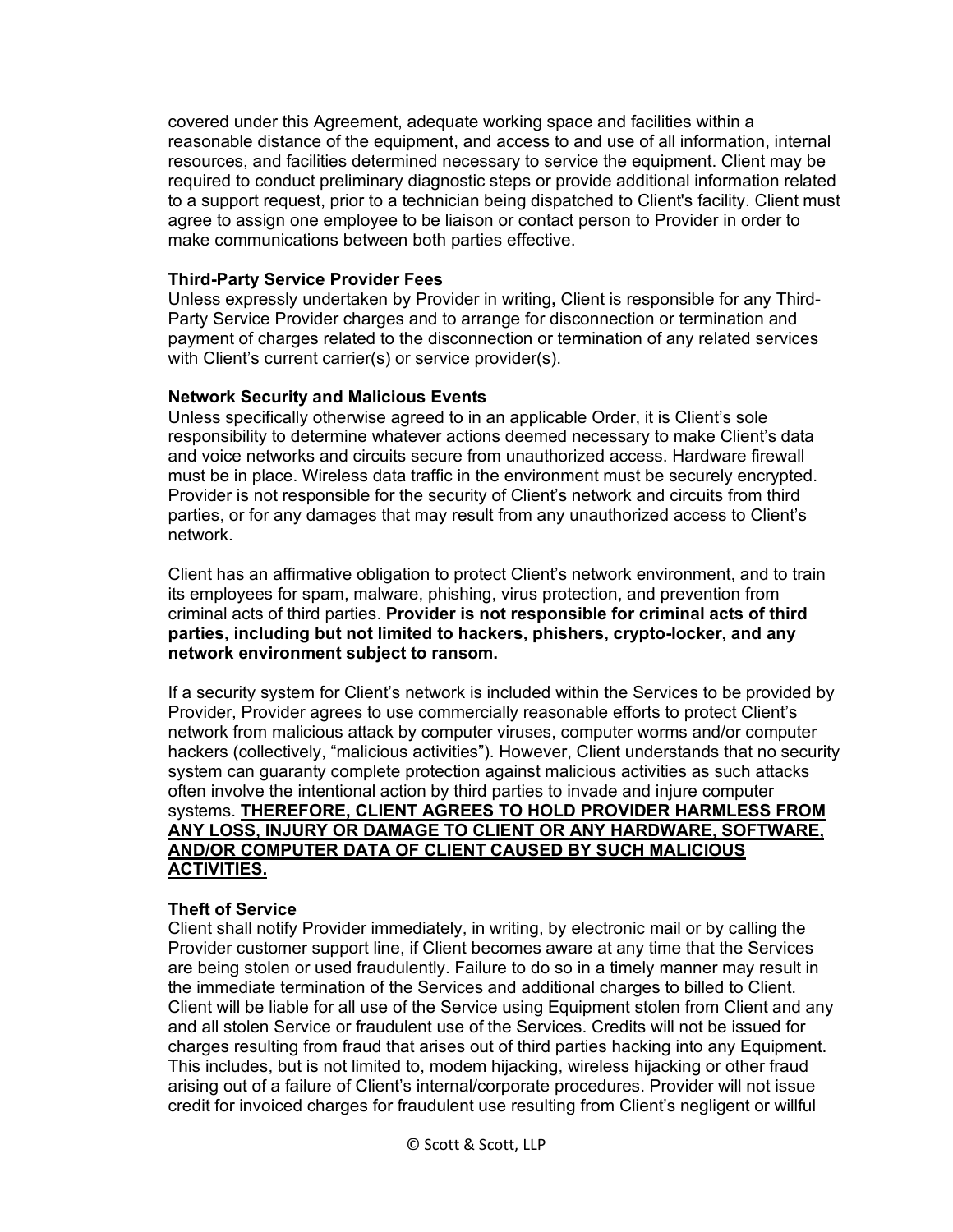covered under this Agreement, adequate working space and facilities within a reasonable distance of the equipment, and access to and use of all information, internal resources, and facilities determined necessary to service the equipment. Client may be required to conduct preliminary diagnostic steps or provide additional information related to a support request, prior to a technician being dispatched to Client's facility. Client must agree to assign one employee to be liaison or contact person to Provider in order to make communications between both parties effective.

**Third-Party Service Provider Fees**

Unless expressly undertaken by Provider in writing**,** Client is responsible for any Third-Party Service Provider charges and to arrange for disconnection or termination and payment of charges related to the disconnection or termination of any related services with Client's current carrier(s) or service provider(s).

**Network Security and Malicious Events**

Unless specifically otherwise agreed to in an applicable Order, it is Client's sole responsibility to determine whatever actions deemed necessary to make Client's data and voice networks and circuits secure from unauthorized access. Hardware firewall must be in place. Wireless data traffic in the environment must be securely encrypted. Provider is not responsible for the security of Client's network and circuits from third parties, or for any damages that may result from any unauthorized access to Client's network.

Client has an affirmative obligation to protect Client's network environment, and to train its employees for spam, malware, phishing, virus protection, and prevention from criminal acts of third parties. **Provider is not responsible for criminal acts of third parties, including but not limited to hackers, phishers, crypto-locker, and any network environment subject to ransom.**

If a security system for Client's network is included within the Services to be provided by Provider, Provider agrees to use commercially reasonable efforts to protect Client's network from malicious attack by computer viruses, computer worms and/or computer hackers (collectively, "malicious activities"). However, Client understands that no security system can guaranty complete protection against malicious activities as such attacks often involve the intentional action by third parties to invade and injure computer systems. **THEREFORE, CLIENT AGREES TO HOLD PROVIDER HARMLESS FROM ANY LOSS, INJURY OR DAMAGE TO CLIENT OR ANY HARDWARE, SOFTWARE, AND/OR COMPUTER DATA OF CLIENT CAUSED BY SUCH MALICIOUS ACTIVITIES.**

**Theft of Service**

Client shall notify Provider immediately, in writing, by electronic mail or by calling the Provider customer support line, if Client becomes aware at any time that the Services are being stolen or used fraudulently. Failure to do so in a timely manner may result in the immediate termination of the Services and additional charges to billed to Client. Client will be liable for all use of the Service using Equipment stolen from Client and any and all stolen Service or fraudulent use of the Services. Credits will not be issued for charges resulting from fraud that arises out of third parties hacking into any Equipment. This includes, but is not limited to, modem hijacking, wireless hijacking or other fraud arising out of a failure of Client's internal/corporate procedures. Provider will not issue credit for invoiced charges for fraudulent use resulting from Client's negligent or willful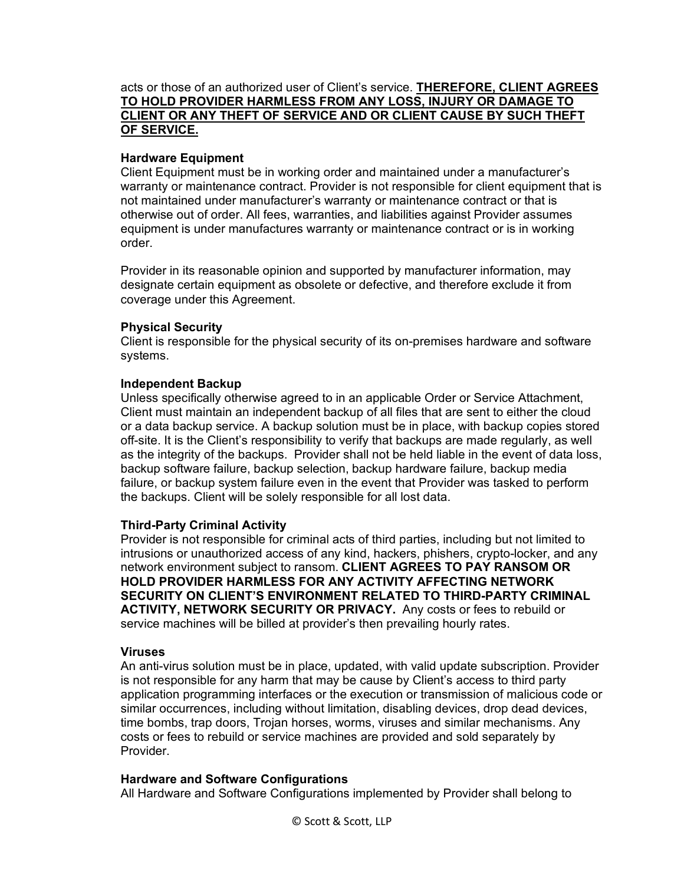acts or those of an authorized user of Client's service. **<u>THEREFORE, CLIENT AGREES TO HOLD PROVIDER HARMLESS FROM ANY LOSS, INJURY OR DAMAGE TO CLIENT OR ANY THEFT OF SERVICE AND OR CLIENT CAUSE BY SUCH THEFT OF SERVICE.</u>**

**Hardware Equipment**

Client Equipment must be in working order and maintained under a manufacturer's warranty or maintenance contract. Provider is not responsible for client equipment that is not maintained under manufacturer's warranty or maintenance contract or that is otherwise out of order. All fees, warranties, and liabilities against Provider assumes equipment is under manufactures warranty or maintenance contract or is in working order.

Provider in its reasonable opinion and supported by manufacturer information, may designate certain equipment as obsolete or defective, and therefore exclude it from coverage under this Agreement.

**Physical Security**

Client is responsible for the physical security of its on-premises hardware and software systems.

**Independent Backup**

Unless specifically otherwise agreed to in an applicable Order or Service Attachment, Client must maintain an independent backup of all files that are sent to either the cloud or a data backup service. A backup solution must be in place, with backup copies stored off-site. It is the Client's responsibility to verify that backups are made regularly, as well as the integrity of the backups. Provider shall not be held liable in the event of data loss, backup software failure, backup selection, backup hardware failure, backup media failure, or backup system failure even in the event that Provider was tasked to perform the backups. Client will be solely responsible for all lost data.

**Third-Party Criminal Activity**

Provider is not responsible for criminal acts of third parties, including but not limited to intrusions or unauthorized access of any kind, hackers, phishers, crypto-locker, and any network environment subject to ransom. **CLIENT AGREES TO PAY RANSOM OR HOLD PROVIDER HARMLESS FOR ANY ACTIVITY AFFECTING NETWORK SECURITY ON CLIENT'S ENVIRONMENT RELATED TO THIRD-PARTY CRIMINAL ACTIVITY, NETWORK SECURITY OR PRIVACY.** Any costs or fees to rebuild or service machines will be billed at provider's then prevailing hourly rates.

**Viruses**

An anti-virus solution must be in place, updated, with valid update subscription. Provider is not responsible for any harm that may be cause by Client's access to third party application programming interfaces or the execution or transmission of malicious code or similar occurrences, including without limitation, disabling devices, drop dead devices, time bombs, trap doors, Trojan horses, worms, viruses and similar mechanisms. Any costs or fees to rebuild or service machines are provided and sold separately by Provider.

**Hardware and Software Configurations**

All Hardware and Software Configurations implemented by Provider shall belong to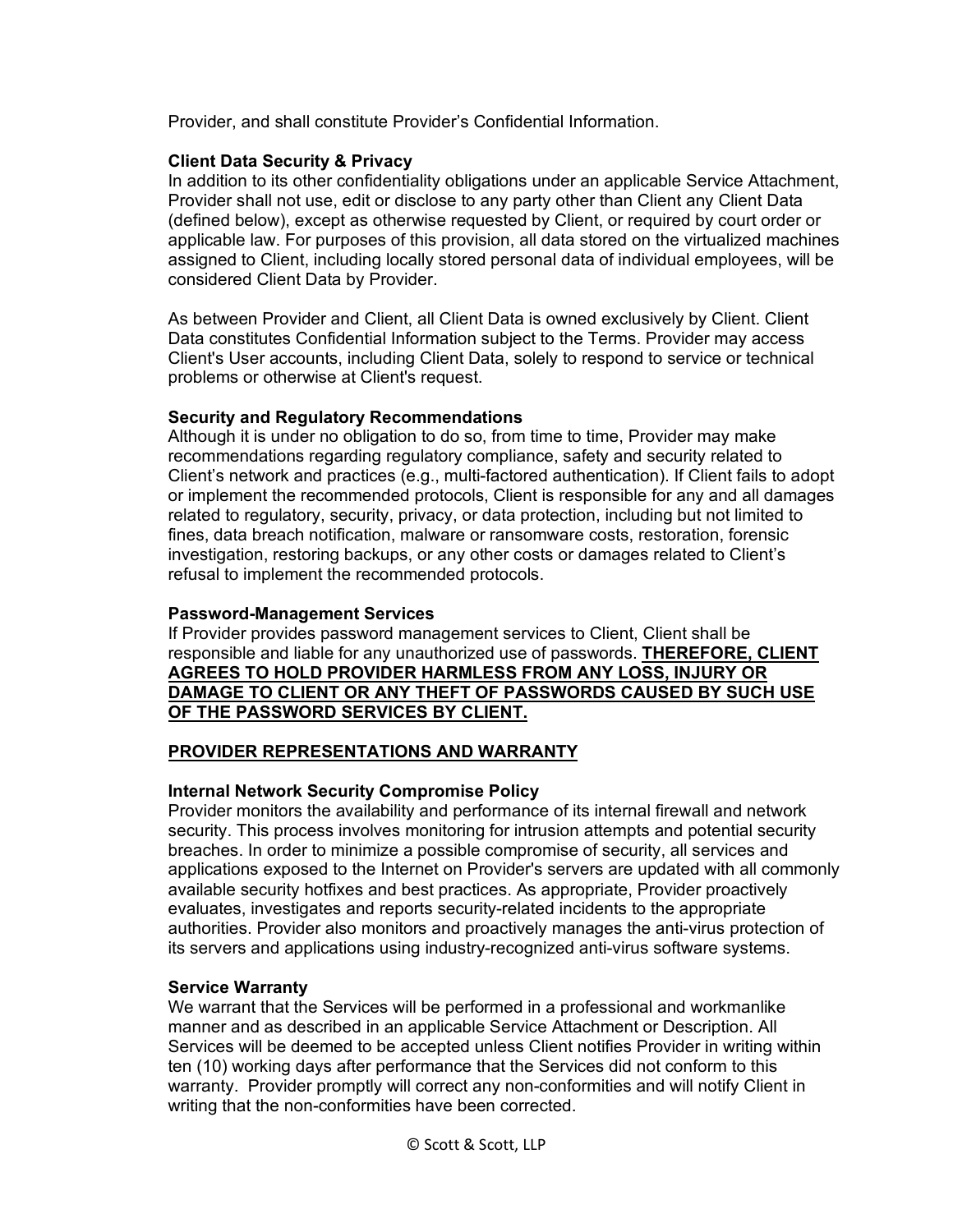Provider, and shall constitute Provider's Confidential Information.

**Client Data Security & Privacy**

In addition to its other confidentiality obligations under an applicable Service Attachment, Provider shall not use, edit or disclose to any party other than Client any Client Data (defined below), except as otherwise requested by Client, or required by court order or applicable law. For purposes of this provision, all data stored on the virtualized machines assigned to Client, including locally stored personal data of individual employees, will be considered Client Data by Provider.

As between Provider and Client, all Client Data is owned exclusively by Client. Client Data constitutes Confidential Information subject to the Terms. Provider may access Client's User accounts, including Client Data, solely to respond to service or technical problems or otherwise at Client's request.

**Security and Regulatory Recommendations**

Although it is under no obligation to do so, from time to time, Provider may make recommendations regarding regulatory compliance, safety and security related to Client's network and practices (e.g., multi-factored authentication). If Client fails to adopt or implement the recommended protocols, Client is responsible for any and all damages related to regulatory, security, privacy, or data protection, including but not limited to fines, data breach notification, malware or ransomware costs, restoration, forensic investigation, restoring backups, or any other costs or damages related to Client's refusal to implement the recommended protocols.

**Password-Management Services**

If Provider provides password management services to Client, Client shall be responsible and liable for any unauthorized use of passwords. **THEREFORE, CLIENT AGREES TO HOLD PROVIDER HARMLESS FROM ANY LOSS, INJURY OR DAMAGE TO CLIENT OR ANY THEFT OF PASSWORDS CAUSED BY SUCH USE OF THE PASSWORD SERVICES BY CLIENT.**

## PROVIDER REPRESENTATIONS AND WARRANTY

**Internal Network Security Compromise Policy**

Provider monitors the availability and performance of its internal firewall and network security. This process involves monitoring for intrusion attempts and potential security breaches. In order to minimize a possible compromise of security, all services and applications exposed to the Internet on Provider's servers are updated with all commonly available security hotfixes and best practices. As appropriate, Provider proactively evaluates, investigates and reports security-related incidents to the appropriate authorities. Provider also monitors and proactively manages the anti-virus protection of its servers and applications using industry-recognized anti-virus software systems.

**Service Warranty**

We warrant that the Services will be performed in a professional and workmanlike manner and as described in an applicable Service Attachment or Description. All Services will be deemed to be accepted unless Client notifies Provider in writing within ten (10) working days after performance that the Services did not conform to this warranty. Provider promptly will correct any non-conformities and will notify Client in writing that the non-conformities have been corrected.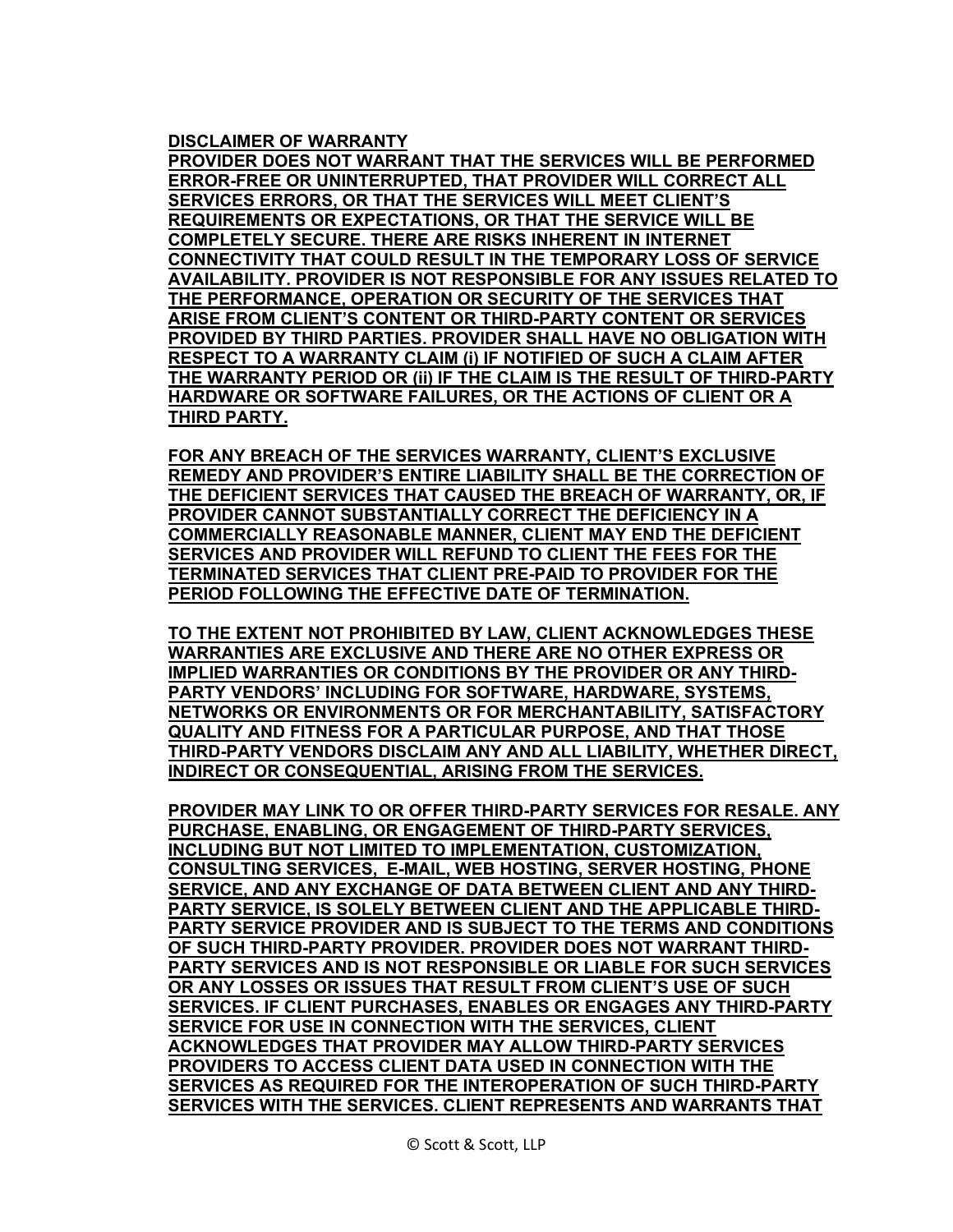**DISCLAIMER OF WARRANTY**

**PROVIDER DOES NOT WARRANT THAT THE SERVICES WILL BE PERFORMED ERROR-FREE OR UNINTERRUPTED, THAT PROVIDER WILL CORRECT ALL SERVICES ERRORS, OR THAT THE SERVICES WILL MEET CLIENT'S REQUIREMENTS OR EXPECTATIONS, OR THAT THE SERVICE WILL BE COMPLETELY SECURE. THERE ARE RISKS INHERENT IN INTERNET CONNECTIVITY THAT COULD RESULT IN THE TEMPORARY LOSS OF SERVICE AVAILABILITY. PROVIDER IS NOT RESPONSIBLE FOR ANY ISSUES RELATED TO THE PERFORMANCE, OPERATION OR SECURITY OF THE SERVICES THAT ARISE FROM CLIENT'S CONTENT OR THIRD-PARTY CONTENT OR SERVICES PROVIDED BY THIRD PARTIES. PROVIDER SHALL HAVE NO OBLIGATION WITH RESPECT TO A WARRANTY CLAIM (i) IF NOTIFIED OF SUCH A CLAIM AFTER THE WARRANTY PERIOD OR (ii) IF THE CLAIM IS THE RESULT OF THIRD-PARTY HARDWARE OR SOFTWARE FAILURES, OR THE ACTIONS OF CLIENT OR A THIRD PARTY.**

**FOR ANY BREACH OF THE SERVICES WARRANTY, CLIENT'S EXCLUSIVE REMEDY AND PROVIDER'S ENTIRE LIABILITY SHALL BE THE CORRECTION OF THE DEFICIENT SERVICES THAT CAUSED THE BREACH OF WARRANTY, OR, IF PROVIDER CANNOT SUBSTANTIALLY CORRECT THE DEFICIENCY IN A COMMERCIALLY REASONABLE MANNER, CLIENT MAY END THE DEFICIENT SERVICES AND PROVIDER WILL REFUND TO CLIENT THE FEES FOR THE TERMINATED SERVICES THAT CLIENT PRE-PAID TO PROVIDER FOR THE PERIOD FOLLOWING THE EFFECTIVE DATE OF TERMINATION.**

**TO THE EXTENT NOT PROHIBITED BY LAW, CLIENT ACKNOWLEDGES THESE WARRANTIES ARE EXCLUSIVE AND THERE ARE NO OTHER EXPRESS OR IMPLIED WARRANTIES OR CONDITIONS BY THE PROVIDER OR ANY THIRD-PARTY VENDORS' INCLUDING FOR SOFTWARE, HARDWARE, SYSTEMS, NETWORKS OR ENVIRONMENTS OR FOR MERCHANTABILITY, SATISFACTORY QUALITY AND FITNESS FOR A PARTICULAR PURPOSE, AND THAT THOSE THIRD-PARTY VENDORS DISCLAIM ANY AND ALL LIABILITY, WHETHER DIRECT, INDIRECT OR CONSEQUENTIAL, ARISING FROM THE SERVICES.**

**PROVIDER MAY LINK TO OR OFFER THIRD-PARTY SERVICES FOR RESALE. ANY PURCHASE, ENABLING, OR ENGAGEMENT OF THIRD-PARTY SERVICES, INCLUDING BUT NOT LIMITED TO IMPLEMENTATION, CUSTOMIZATION, CONSULTING SERVICES, E-MAIL, WEB HOSTING, SERVER HOSTING, PHONE SERVICE, AND ANY EXCHANGE OF DATA BETWEEN CLIENT AND ANY THIRD-PARTY SERVICE, IS SOLELY BETWEEN CLIENT AND THE APPLICABLE THIRD-PARTY SERVICE PROVIDER AND IS SUBJECT TO THE TERMS AND CONDITIONS OF SUCH THIRD-PARTY PROVIDER. PROVIDER DOES NOT WARRANT THIRD-PARTY SERVICES AND IS NOT RESPONSIBLE OR LIABLE FOR SUCH SERVICES OR ANY LOSSES OR ISSUES THAT RESULT FROM CLIENT'S USE OF SUCH SERVICES. IF CLIENT PURCHASES, ENABLES OR ENGAGES ANY THIRD-PARTY SERVICE FOR USE IN CONNECTION WITH THE SERVICES, CLIENT ACKNOWLEDGES THAT PROVIDER MAY ALLOW THIRD-PARTY SERVICES PROVIDERS TO ACCESS CLIENT DATA USED IN CONNECTION WITH THE SERVICES AS REQUIRED FOR THE INTEROPERATION OF SUCH THIRD-PARTY SERVICES WITH THE SERVICES. CLIENT REPRESENTS AND WARRANTS THAT**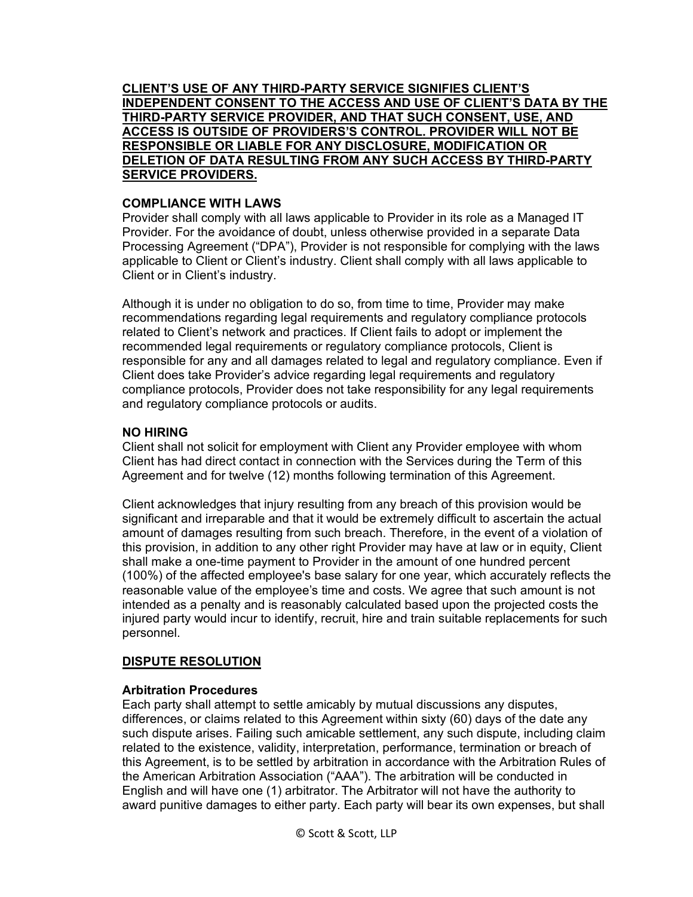**CLIENT'S USE OF ANY THIRD-PARTY SERVICE SIGNIFIES CLIENT'S INDEPENDENT CONSENT TO THE ACCESS AND USE OF CLIENT'S DATA BY THE THIRD-PARTY SERVICE PROVIDER, AND THAT SUCH CONSENT, USE, AND ACCESS IS OUTSIDE OF PROVIDERS'S CONTROL. PROVIDER WILL NOT BE RESPONSIBLE OR LIABLE FOR ANY DISCLOSURE, MODIFICATION OR DELETION OF DATA RESULTING FROM ANY SUCH ACCESS BY THIRD-PARTY SERVICE PROVIDERS.**

**COMPLIANCE WITH LAWS**

Provider shall comply with all laws applicable to Provider in its role as a Managed IT Provider. For the avoidance of doubt, unless otherwise provided in a separate Data Processing Agreement ("DPA"), Provider is not responsible for complying with the laws applicable to Client or Client's industry. Client shall comply with all laws applicable to Client or in Client's industry.

Although it is under no obligation to do so, from time to time, Provider may make recommendations regarding legal requirements and regulatory compliance protocols related to Client's network and practices. If Client fails to adopt or implement the recommended legal requirements or regulatory compliance protocols, Client is responsible for any and all damages related to legal and regulatory compliance. Even if Client does take Provider's advice regarding legal requirements and regulatory compliance protocols, Provider does not take responsibility for any legal requirements and regulatory compliance protocols or audits.

**NO HIRING**

Client shall not solicit for employment with Client any Provider employee with whom Client has had direct contact in connection with the Services during the Term of this Agreement and for twelve (12) months following termination of this Agreement.

Client acknowledges that injury resulting from any breach of this provision would be significant and irreparable and that it would be extremely difficult to ascertain the actual amount of damages resulting from such breach. Therefore, in the event of a violation of this provision, in addition to any other right Provider may have at law or in equity, Client shall make a one-time payment to Provider in the amount of one hundred percent (100%) of the affected employee's base salary for one year, which accurately reflects the reasonable value of the employee's time and costs. We agree that such amount is not intended as a penalty and is reasonably calculated based upon the projected costs the injured party would incur to identify, recruit, hire and train suitable replacements for such personnel.

## DISPUTE RESOLUTION

**Arbitration Procedures**

Each party shall attempt to settle amicably by mutual discussions any disputes, differences, or claims related to this Agreement within sixty (60) days of the date any such dispute arises. Failing such amicable settlement, any such dispute, including claim related to the existence, validity, interpretation, performance, termination or breach of this Agreement, is to be settled by arbitration in accordance with the Arbitration Rules of the American Arbitration Association ("AAA"). The arbitration will be conducted in English and will have one (1) arbitrator. The Arbitrator will not have the authority to award punitive damages to either party. Each party will bear its own expenses, but shall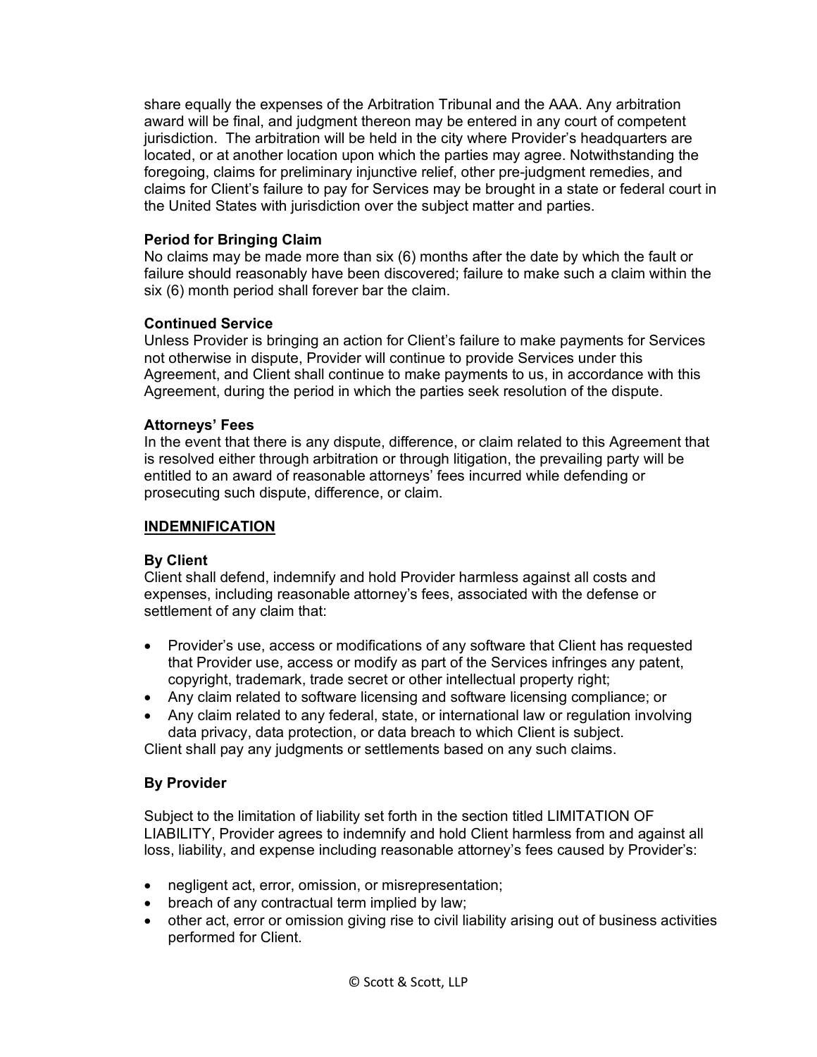share equally the expenses of the Arbitration Tribunal and the AAA. Any arbitration award will be final, and judgment thereon may be entered in any court of competent jurisdiction. The arbitration will be held in the city where Provider's headquarters are located, or at another location upon which the parties may agree. Notwithstanding the foregoing, claims for preliminary injunctive relief, other pre-judgment remedies, and claims for Client's failure to pay for Services may be brought in a state or federal court in the United States with jurisdiction over the subject matter and parties.

**Period for Bringing Claim**
No claims may be made more than six (6) months after the date by which the fault or failure should reasonably have been discovered; failure to make such a claim within the six (6) month period shall forever bar the claim.

**Continued Service**
Unless Provider is bringing an action for Client's failure to make payments for Services not otherwise in dispute, Provider will continue to provide Services under this Agreement, and Client shall continue to make payments to us, in accordance with this Agreement, during the period in which the parties seek resolution of the dispute.

**Attorneys' Fees**
In the event that there is any dispute, difference, or claim related to this Agreement that is resolved either through arbitration or through litigation, the prevailing party will be entitled to an award of reasonable attorneys' fees incurred while defending or prosecuting such dispute, difference, or claim.

## INDEMNIFICATION

**By Client**
Client shall defend, indemnify and hold Provider harmless against all costs and expenses, including reasonable attorney's fees, associated with the defense or settlement of any claim that:

- Provider's use, access or modifications of any software that Client has requested that Provider use, access or modify as part of the Services infringes any patent, copyright, trademark, trade secret or other intellectual property right;
- Any claim related to software licensing and software licensing compliance; or
- Any claim related to any federal, state, or international law or regulation involving data privacy, data protection, or data breach to which Client is subject.

Client shall pay any judgments or settlements based on any such claims.

**By Provider**

Subject to the limitation of liability set forth in the section titled LIMITATION OF LIABILITY, Provider agrees to indemnify and hold Client harmless from and against all loss, liability, and expense including reasonable attorney's fees caused by Provider's:

- negligent act, error, omission, or misrepresentation;
- breach of any contractual term implied by law;
- other act, error or omission giving rise to civil liability arising out of business activities performed for Client.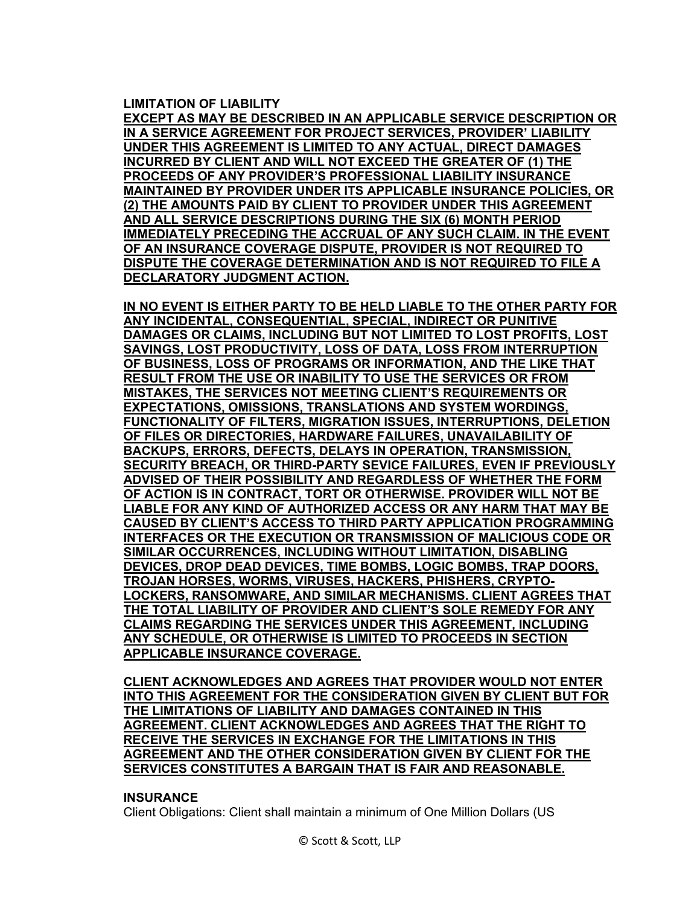**LIMITATION OF LIABILITY**

**EXCEPT AS MAY BE DESCRIBED IN AN APPLICABLE SERVICE DESCRIPTION OR IN A SERVICE AGREEMENT FOR PROJECT SERVICES, PROVIDER' LIABILITY UNDER THIS AGREEMENT IS LIMITED TO ANY ACTUAL, DIRECT DAMAGES INCURRED BY CLIENT AND WILL NOT EXCEED THE GREATER OF (1) THE PROCEEDS OF ANY PROVIDER'S PROFESSIONAL LIABILITY INSURANCE MAINTAINED BY PROVIDER UNDER ITS APPLICABLE INSURANCE POLICIES, OR (2) THE AMOUNTS PAID BY CLIENT TO PROVIDER UNDER THIS AGREEMENT AND ALL SERVICE DESCRIPTIONS DURING THE SIX (6) MONTH PERIOD IMMEDIATELY PRECEDING THE ACCRUAL OF ANY SUCH CLAIM. IN THE EVENT OF AN INSURANCE COVERAGE DISPUTE, PROVIDER IS NOT REQUIRED TO DISPUTE THE COVERAGE DETERMINATION AND IS NOT REQUIRED TO FILE A DECLARATORY JUDGMENT ACTION.**

**IN NO EVENT IS EITHER PARTY TO BE HELD LIABLE TO THE OTHER PARTY FOR ANY INCIDENTAL, CONSEQUENTIAL, SPECIAL, INDIRECT OR PUNITIVE DAMAGES OR CLAIMS, INCLUDING BUT NOT LIMITED TO LOST PROFITS, LOST SAVINGS, LOST PRODUCTIVITY, LOSS OF DATA, LOSS FROM INTERRUPTION OF BUSINESS, LOSS OF PROGRAMS OR INFORMATION, AND THE LIKE THAT RESULT FROM THE USE OR INABILITY TO USE THE SERVICES OR FROM MISTAKES, THE SERVICES NOT MEETING CLIENT'S REQUIREMENTS OR EXPECTATIONS, OMISSIONS, TRANSLATIONS AND SYSTEM WORDINGS, FUNCTIONALITY OF FILTERS, MIGRATION ISSUES, INTERRUPTIONS, DELETION OF FILES OR DIRECTORIES, HARDWARE FAILURES, UNAVAILABILITY OF BACKUPS, ERRORS, DEFECTS, DELAYS IN OPERATION, TRANSMISSION, SECURITY BREACH, OR THIRD-PARTY SEVICE FAILURES, EVEN IF PREVIOUSLY ADVISED OF THEIR POSSIBILITY AND REGARDLESS OF WHETHER THE FORM OF ACTION IS IN CONTRACT, TORT OR OTHERWISE. PROVIDER WILL NOT BE LIABLE FOR ANY KIND OF AUTHORIZED ACCESS OR ANY HARM THAT MAY BE CAUSED BY CLIENT'S ACCESS TO THIRD PARTY APPLICATION PROGRAMMING INTERFACES OR THE EXECUTION OR TRANSMISSION OF MALICIOUS CODE OR SIMILAR OCCURRENCES, INCLUDING WITHOUT LIMITATION, DISABLING DEVICES, DROP DEAD DEVICES, TIME BOMBS, LOGIC BOMBS, TRAP DOORS, TROJAN HORSES, WORMS, VIRUSES, HACKERS, PHISHERS, CRYPTO-LOCKERS, RANSOMWARE, AND SIMILAR MECHANISMS. CLIENT AGREES THAT THE TOTAL LIABILITY OF PROVIDER AND CLIENT'S SOLE REMEDY FOR ANY CLAIMS REGARDING THE SERVICES UNDER THIS AGREEMENT, INCLUDING ANY SCHEDULE, OR OTHERWISE IS LIMITED TO PROCEEDS IN SECTION APPLICABLE INSURANCE COVERAGE.**

**CLIENT ACKNOWLEDGES AND AGREES THAT PROVIDER WOULD NOT ENTER INTO THIS AGREEMENT FOR THE CONSIDERATION GIVEN BY CLIENT BUT FOR THE LIMITATIONS OF LIABILITY AND DAMAGES CONTAINED IN THIS AGREEMENT. CLIENT ACKNOWLEDGES AND AGREES THAT THE RIGHT TO RECEIVE THE SERVICES IN EXCHANGE FOR THE LIMITATIONS IN THIS AGREEMENT AND THE OTHER CONSIDERATION GIVEN BY CLIENT FOR THE SERVICES CONSTITUTES A BARGAIN THAT IS FAIR AND REASONABLE.**

**INSURANCE**

Client Obligations: Client shall maintain a minimum of One Million Dollars (US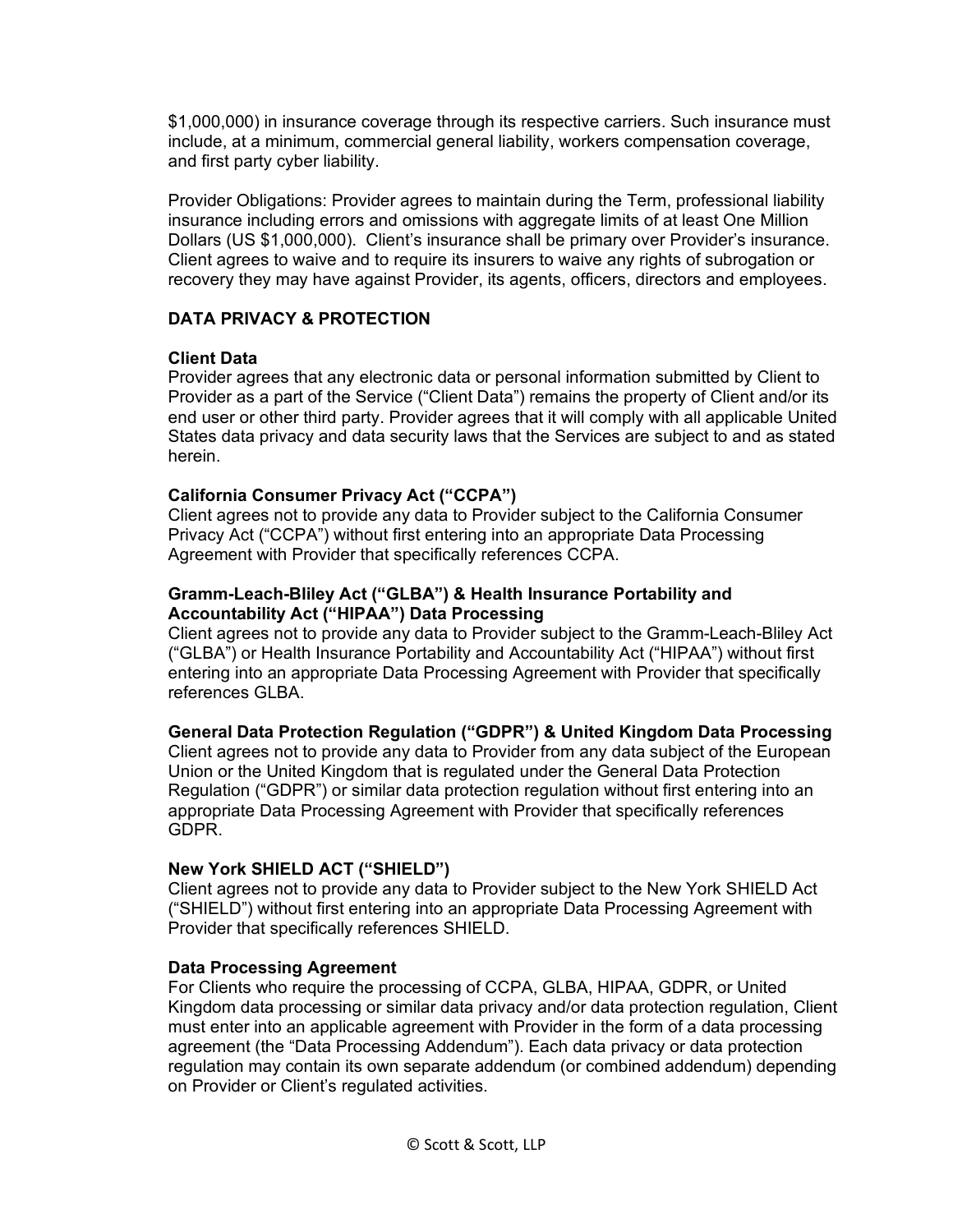$1,000,000) in insurance coverage through its respective carriers. Such insurance must include, at a minimum, commercial general liability, workers compensation coverage, and first party cyber liability.

Provider Obligations: Provider agrees to maintain during the Term, professional liability insurance including errors and omissions with aggregate limits of at least One Million Dollars (US $1,000,000). Client's insurance shall be primary over Provider's insurance. Client agrees to waive and to require its insurers to waive any rights of subrogation or recovery they may have against Provider, its agents, officers, directors and employees.

## DATA PRIVACY & PROTECTION

### Client Data

Provider agrees that any electronic data or personal information submitted by Client to Provider as a part of the Service ("Client Data") remains the property of Client and/or its end user or other third party. Provider agrees that it will comply with all applicable United States data privacy and data security laws that the Services are subject to and as stated herein.

### California Consumer Privacy Act ("CCPA")

Client agrees not to provide any data to Provider subject to the California Consumer Privacy Act ("CCPA") without first entering into an appropriate Data Processing Agreement with Provider that specifically references CCPA.

### Gramm-Leach-Bliley Act ("GLBA") & Health Insurance Portability and Accountability Act ("HIPAA") Data Processing

Client agrees not to provide any data to Provider subject to the Gramm-Leach-Bliley Act ("GLBA") or Health Insurance Portability and Accountability Act ("HIPAA") without first entering into an appropriate Data Processing Agreement with Provider that specifically references GLBA.

### General Data Protection Regulation ("GDPR") & United Kingdom Data Processing

Client agrees not to provide any data to Provider from any data subject of the European Union or the United Kingdom that is regulated under the General Data Protection Regulation ("GDPR") or similar data protection regulation without first entering into an appropriate Data Processing Agreement with Provider that specifically references GDPR.

### New York SHIELD ACT ("SHIELD")

Client agrees not to provide any data to Provider subject to the New York SHIELD Act ("SHIELD") without first entering into an appropriate Data Processing Agreement with Provider that specifically references SHIELD.

### Data Processing Agreement

For Clients who require the processing of CCPA, GLBA, HIPAA, GDPR, or United Kingdom data processing or similar data privacy and/or data protection regulation, Client must enter into an applicable agreement with Provider in the form of a data processing agreement (the "Data Processing Addendum"). Each data privacy or data protection regulation may contain its own separate addendum (or combined addendum) depending on Provider or Client's regulated activities.

© Scott & Scott, LLP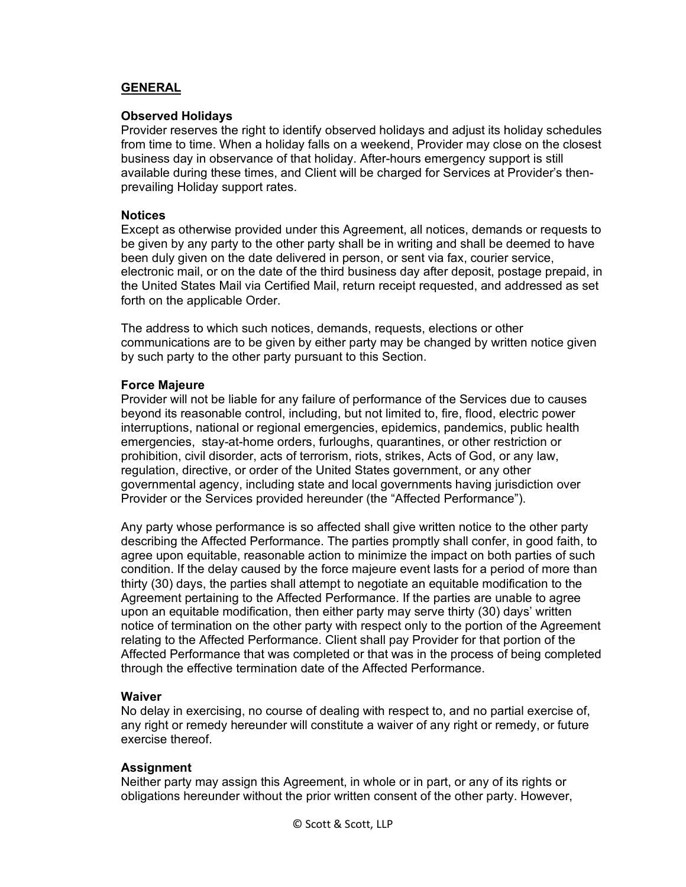## GENERAL

### Observed Holidays

Provider reserves the right to identify observed holidays and adjust its holiday schedules from time to time. When a holiday falls on a weekend, Provider may close on the closest business day in observance of that holiday. After-hours emergency support is still available during these times, and Client will be charged for Services at Provider's then-prevailing Holiday support rates.

### Notices

Except as otherwise provided under this Agreement, all notices, demands or requests to be given by any party to the other party shall be in writing and shall be deemed to have been duly given on the date delivered in person, or sent via fax, courier service, electronic mail, or on the date of the third business day after deposit, postage prepaid, in the United States Mail via Certified Mail, return receipt requested, and addressed as set forth on the applicable Order.

The address to which such notices, demands, requests, elections or other communications are to be given by either party may be changed by written notice given by such party to the other party pursuant to this Section.

### Force Majeure

Provider will not be liable for any failure of performance of the Services due to causes beyond its reasonable control, including, but not limited to, fire, flood, electric power interruptions, national or regional emergencies, epidemics, pandemics, public health emergencies, stay-at-home orders, furloughs, quarantines, or other restriction or prohibition, civil disorder, acts of terrorism, riots, strikes, Acts of God, or any law, regulation, directive, or order of the United States government, or any other governmental agency, including state and local governments having jurisdiction over Provider or the Services provided hereunder (the "Affected Performance").

Any party whose performance is so affected shall give written notice to the other party describing the Affected Performance. The parties promptly shall confer, in good faith, to agree upon equitable, reasonable action to minimize the impact on both parties of such condition. If the delay caused by the force majeure event lasts for a period of more than thirty (30) days, the parties shall attempt to negotiate an equitable modification to the Agreement pertaining to the Affected Performance. If the parties are unable to agree upon an equitable modification, then either party may serve thirty (30) days' written notice of termination on the other party with respect only to the portion of the Agreement relating to the Affected Performance. Client shall pay Provider for that portion of the Affected Performance that was completed or that was in the process of being completed through the effective termination date of the Affected Performance.

### Waiver

No delay in exercising, no course of dealing with respect to, and no partial exercise of, any right or remedy hereunder will constitute a waiver of any right or remedy, or future exercise thereof.

### Assignment

Neither party may assign this Agreement, in whole or in part, or any of its rights or obligations hereunder without the prior written consent of the other party. However,

© Scott & Scott, LLP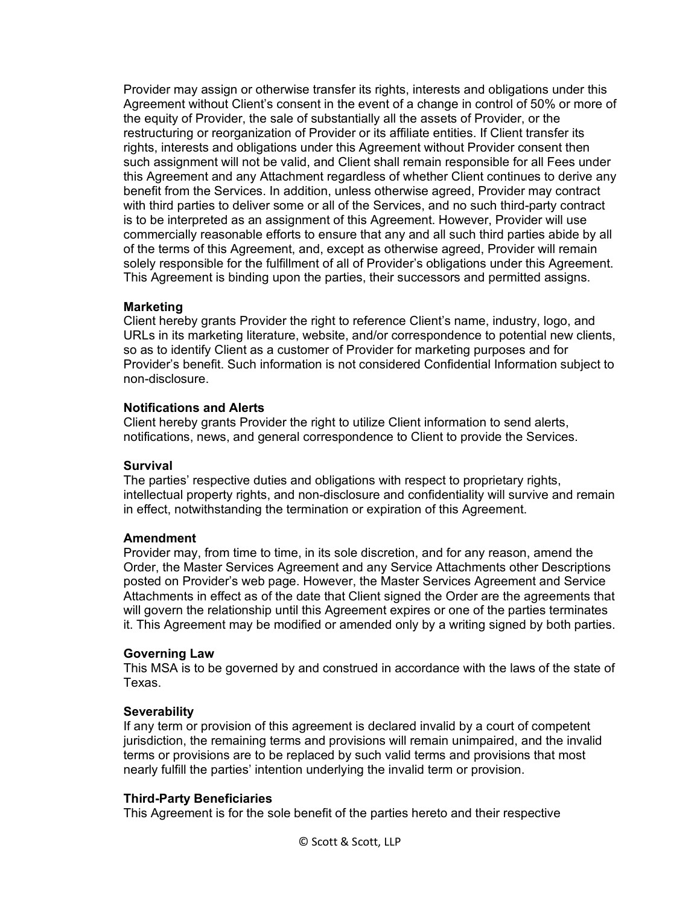Provider may assign or otherwise transfer its rights, interests and obligations under this Agreement without Client's consent in the event of a change in control of 50% or more of the equity of Provider, the sale of substantially all the assets of Provider, or the restructuring or reorganization of Provider or its affiliate entities. If Client transfer its rights, interests and obligations under this Agreement without Provider consent then such assignment will not be valid, and Client shall remain responsible for all Fees under this Agreement and any Attachment regardless of whether Client continues to derive any benefit from the Services. In addition, unless otherwise agreed, Provider may contract with third parties to deliver some or all of the Services, and no such third-party contract is to be interpreted as an assignment of this Agreement. However, Provider will use commercially reasonable efforts to ensure that any and all such third parties abide by all of the terms of this Agreement, and, except as otherwise agreed, Provider will remain solely responsible for the fulfillment of all of Provider's obligations under this Agreement. This Agreement is binding upon the parties, their successors and permitted assigns.

**Marketing**
Client hereby grants Provider the right to reference Client's name, industry, logo, and URLs in its marketing literature, website, and/or correspondence to potential new clients, so as to identify Client as a customer of Provider for marketing purposes and for Provider's benefit. Such information is not considered Confidential Information subject to non-disclosure.

**Notifications and Alerts**
Client hereby grants Provider the right to utilize Client information to send alerts, notifications, news, and general correspondence to Client to provide the Services.

**Survival**
The parties' respective duties and obligations with respect to proprietary rights, intellectual property rights, and non-disclosure and confidentiality will survive and remain in effect, notwithstanding the termination or expiration of this Agreement.

**Amendment**
Provider may, from time to time, in its sole discretion, and for any reason, amend the Order, the Master Services Agreement and any Service Attachments other Descriptions posted on Provider's web page. However, the Master Services Agreement and Service Attachments in effect as of the date that Client signed the Order are the agreements that will govern the relationship until this Agreement expires or one of the parties terminates it. This Agreement may be modified or amended only by a writing signed by both parties.

**Governing Law**
This MSA is to be governed by and construed in accordance with the laws of the state of Texas.

**Severability**
If any term or provision of this agreement is declared invalid by a court of competent jurisdiction, the remaining terms and provisions will remain unimpaired, and the invalid terms or provisions are to be replaced by such valid terms and provisions that most nearly fulfill the parties' intention underlying the invalid term or provision.

**Third-Party Beneficiaries**
This Agreement is for the sole benefit of the parties hereto and their respective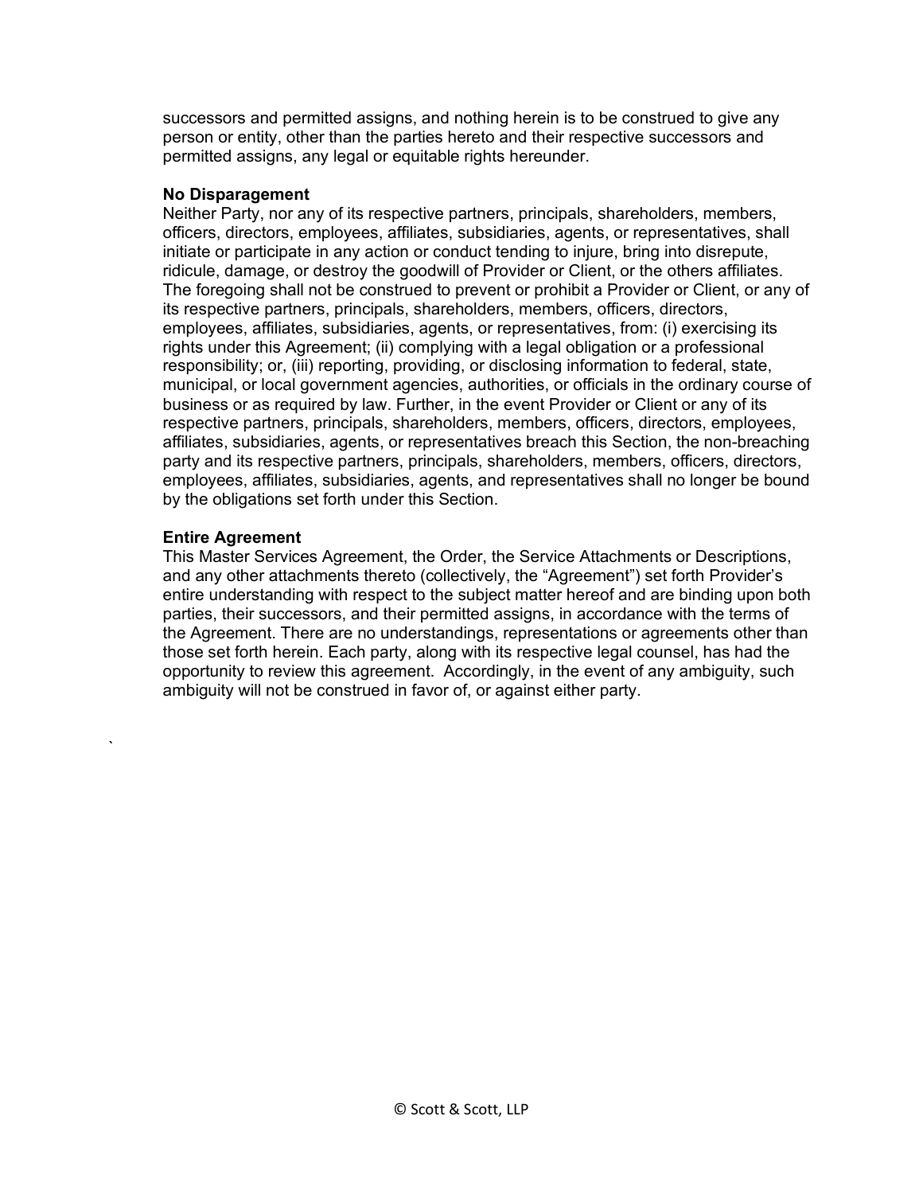successors and permitted assigns, and nothing herein is to be construed to give any person or entity, other than the parties hereto and their respective successors and permitted assigns, any legal or equitable rights hereunder.

**No Disparagement**
Neither Party, nor any of its respective partners, principals, shareholders, members, officers, directors, employees, affiliates, subsidiaries, agents, or representatives, shall initiate or participate in any action or conduct tending to injure, bring into disrepute, ridicule, damage, or destroy the goodwill of Provider or Client, or the others affiliates. The foregoing shall not be construed to prevent or prohibit a Provider or Client, or any of its respective partners, principals, shareholders, members, officers, directors, employees, affiliates, subsidiaries, agents, or representatives, from: (i) exercising its rights under this Agreement; (ii) complying with a legal obligation or a professional responsibility; or, (iii) reporting, providing, or disclosing information to federal, state, municipal, or local government agencies, authorities, or officials in the ordinary course of business or as required by law. Further, in the event Provider or Client or any of its respective partners, principals, shareholders, members, officers, directors, employees, affiliates, subsidiaries, agents, or representatives breach this Section, the non-breaching party and its respective partners, principals, shareholders, members, officers, directors, employees, affiliates, subsidiaries, agents, and representatives shall no longer be bound by the obligations set forth under this Section.

**Entire Agreement**
This Master Services Agreement, the Order, the Service Attachments or Descriptions, and any other attachments thereto (collectively, the "Agreement") set forth Provider's entire understanding with respect to the subject matter hereof and are binding upon both parties, their successors, and their permitted assigns, in accordance with the terms of the Agreement. There are no understandings, representations or agreements other than those set forth herein. Each party, along with its respective legal counsel, has had the opportunity to review this agreement. Accordingly, in the event of any ambiguity, such ambiguity will not be construed in favor of, or against either party.

`

© Scott & Scott, LLP